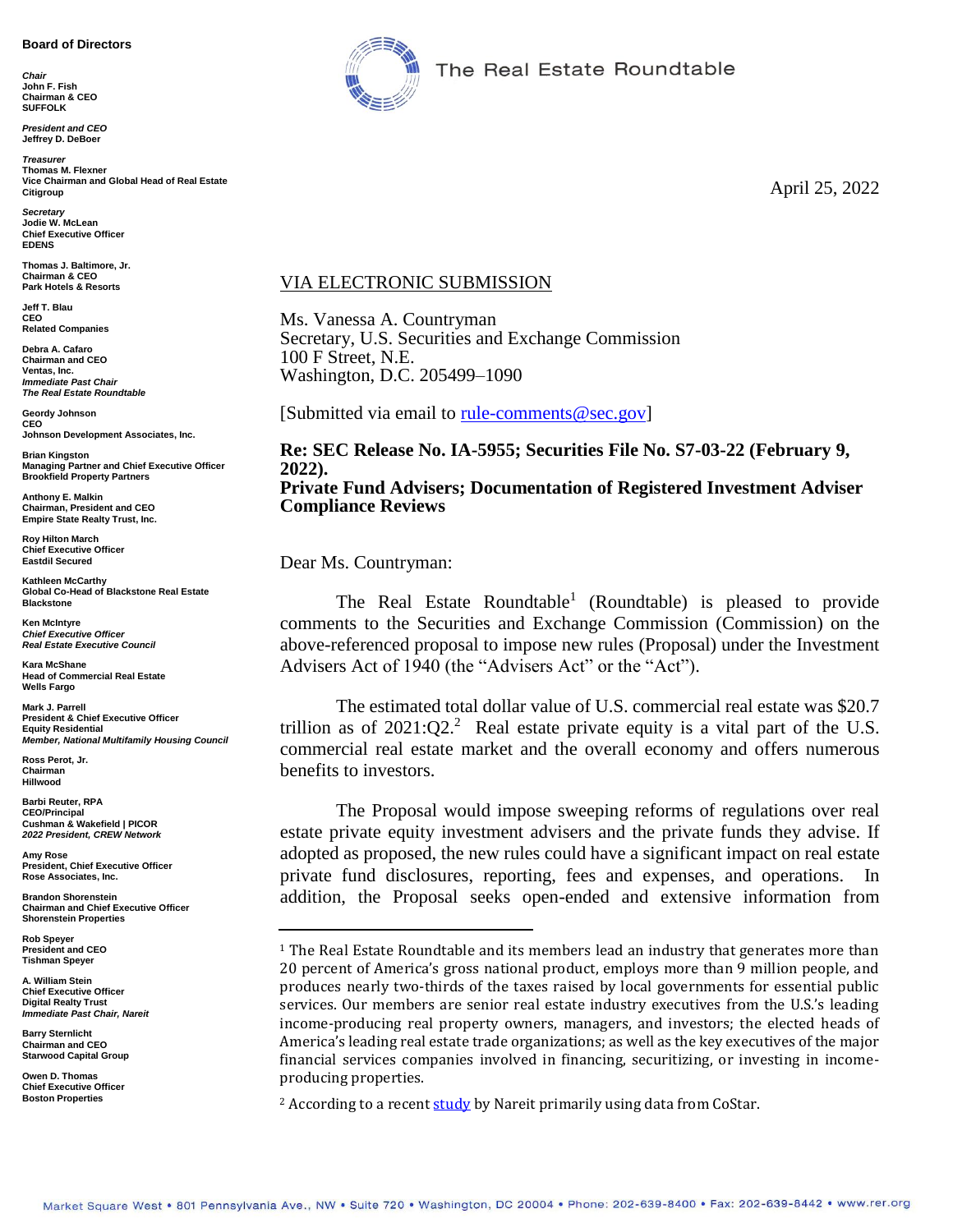**Board of Directors**

*Chair*
**John F. Fish**
**Chairman & CEO**
**SUFFOLK**

*President and CEO*
**Jeffrey D. DeBoer**

*Treasurer*
**Thomas M. Flexner**
**Vice Chairman and Global Head of Real Estate**
**Citigroup**

*Secretary*
**Jodie W. McLean**
**Chief Executive Officer**
**EDENS**

**Thomas J. Baltimore, Jr.**
**Chairman & CEO**
**Park Hotels & Resorts**

**Jeff T. Blau**
**CEO**
**Related Companies**

**Debra A. Cafaro**
**Chairman and CEO**
**Ventas, Inc.**
***Immediate Past Chair***
***The Real Estate Roundtable***

**Geordy Johnson**
**CEO**
**Johnson Development Associates, Inc.**

**Brian Kingston**
**Managing Partner and Chief Executive Officer**
**Brookfield Property Partners**

**Anthony E. Malkin**
**Chairman, President and CEO**
**Empire State Realty Trust, Inc.**

**Roy Hilton March**
**Chief Executive Officer**
**Eastdil Secured**

**Kathleen McCarthy**
**Global Co-Head of Blackstone Real Estate**
**Blackstone**

**Ken McIntyre**
***Chief Executive Officer***
***Real Estate Executive Council***

**Kara McShane**
**Head of Commercial Real Estate**
**Wells Fargo**

**Mark J. Parrell**
**President & Chief Executive Officer**
**Equity Residential**
***Member, National Multifamily Housing Council***

**Ross Perot, Jr.**
**Chairman**
**Hillwood**

**Barbi Reuter, RPA**
**CEO/Principal**
**Cushman & Wakefield | PICOR**
***2022 President, CREW Network***

**Amy Rose**
**President, Chief Executive Officer**
**Rose Associates, Inc.**

**Brandon Shorenstein**
**Chairman and Chief Executive Officer**
**Shorenstein Properties**

**Rob Speyer**
**President and CEO**
**Tishman Speyer**

**A. William Stein**
**Chief Executive Officer**
**Digital Realty Trust**
***Immediate Past Chair, Nareit***

**Barry Sternlicht**
**Chairman and CEO**
**Starwood Capital Group**

**Owen D. Thomas**
**Chief Executive Officer**
**Boston Properties**

The Real Estate Roundtable

April 25, 2022

VIA ELECTRONIC SUBMISSION

Ms. Vanessa A. Countryman
Secretary, U.S. Securities and Exchange Commission
100 F Street, N.E.
Washington, D.C. 205499–1090

[Submitted via email to rule-comments@sec.gov]

**Re: SEC Release No. IA-5955; Securities File No. S7-03-22 (February 9, 2022).**
**Private Fund Advisers; Documentation of Registered Investment Adviser Compliance Reviews**

Dear Ms. Countryman:

The Real Estate Roundtable[1] (Roundtable) is pleased to provide comments to the Securities and Exchange Commission (Commission) on the above-referenced proposal to impose new rules (Proposal) under the Investment Advisers Act of 1940 (the "Advisers Act" or the "Act").

The estimated total dollar value of U.S. commercial real estate was $20.7 trillion as of 2021:Q2.[2] Real estate private equity is a vital part of the U.S. commercial real estate market and the overall economy and offers numerous benefits to investors.

The Proposal would impose sweeping reforms of regulations over real estate private equity investment advisers and the private funds they advise. If adopted as proposed, the new rules could have a significant impact on real estate private fund disclosures, reporting, fees and expenses, and operations. In addition, the Proposal seeks open-ended and extensive information from

[1] The Real Estate Roundtable and its members lead an industry that generates more than 20 percent of America's gross national product, employs more than 9 million people, and produces nearly two-thirds of the taxes raised by local governments for essential public services. Our members are senior real estate industry executives from the U.S.'s leading income-producing real property owners, managers, and investors; the elected heads of America's leading real estate trade organizations; as well as the key executives of the major financial services companies involved in financing, securitizing, or investing in income-producing properties.

[2] According to a recent study by Nareit primarily using data from CoStar.

Market Square West • 801 Pennsylvania Ave., NW • Suite 720 • Washington, DC 20004 • Phone: 202-639-8400 • Fax: 202-639-8442 • www.rer.org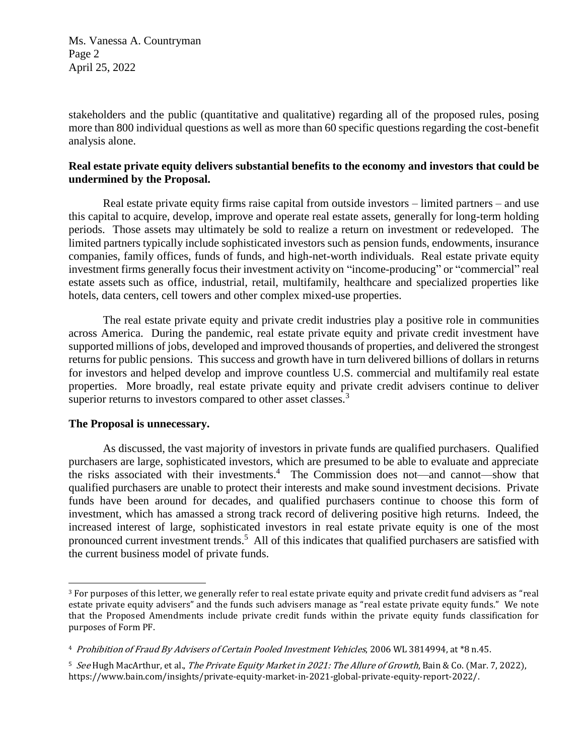stakeholders and the public (quantitative and qualitative) regarding all of the proposed rules, posing more than 800 individual questions as well as more than 60 specific questions regarding the cost-benefit analysis alone.

**Real estate private equity delivers substantial benefits to the economy and investors that could be undermined by the Proposal.**

Real estate private equity firms raise capital from outside investors – limited partners – and use this capital to acquire, develop, improve and operate real estate assets, generally for long-term holding periods. Those assets may ultimately be sold to realize a return on investment or redeveloped. The limited partners typically include sophisticated investors such as pension funds, endowments, insurance companies, family offices, funds of funds, and high-net-worth individuals. Real estate private equity investment firms generally focus their investment activity on "income-producing" or "commercial" real estate assets such as office, industrial, retail, multifamily, healthcare and specialized properties like hotels, data centers, cell towers and other complex mixed-use properties.

The real estate private equity and private credit industries play a positive role in communities across America. During the pandemic, real estate private equity and private credit investment have supported millions of jobs, developed and improved thousands of properties, and delivered the strongest returns for public pensions. This success and growth have in turn delivered billions of dollars in returns for investors and helped develop and improve countless U.S. commercial and multifamily real estate properties. More broadly, real estate private equity and private credit advisers continue to deliver superior returns to investors compared to other asset classes.[3]

**The Proposal is unnecessary.**

As discussed, the vast majority of investors in private funds are qualified purchasers. Qualified purchasers are large, sophisticated investors, which are presumed to be able to evaluate and appreciate the risks associated with their investments.[4] The Commission does not—and cannot—show that qualified purchasers are unable to protect their interests and make sound investment decisions. Private funds have been around for decades, and qualified purchasers continue to choose this form of investment, which has amassed a strong track record of delivering positive high returns. Indeed, the increased interest of large, sophisticated investors in real estate private equity is one of the most pronounced current investment trends.[5] All of this indicates that qualified purchasers are satisfied with the current business model of private funds.

---

[3] For purposes of this letter, we generally refer to real estate private equity and private credit fund advisers as "real estate private equity advisers" and the funds such advisers manage as "real estate private equity funds." We note that the Proposed Amendments include private credit funds within the private equity funds classification for purposes of Form PF.

[4] *Prohibition of Fraud By Advisers of Certain Pooled Investment Vehicles*, 2006 WL 3814994, at *8 n.45.

[5] *See* Hugh MacArthur, et al., *The Private Equity Market in 2021: The Allure of Growth*, Bain & Co. (Mar. 7, 2022), https://www.bain.com/insights/private-equity-market-in-2021-global-private-equity-report-2022/.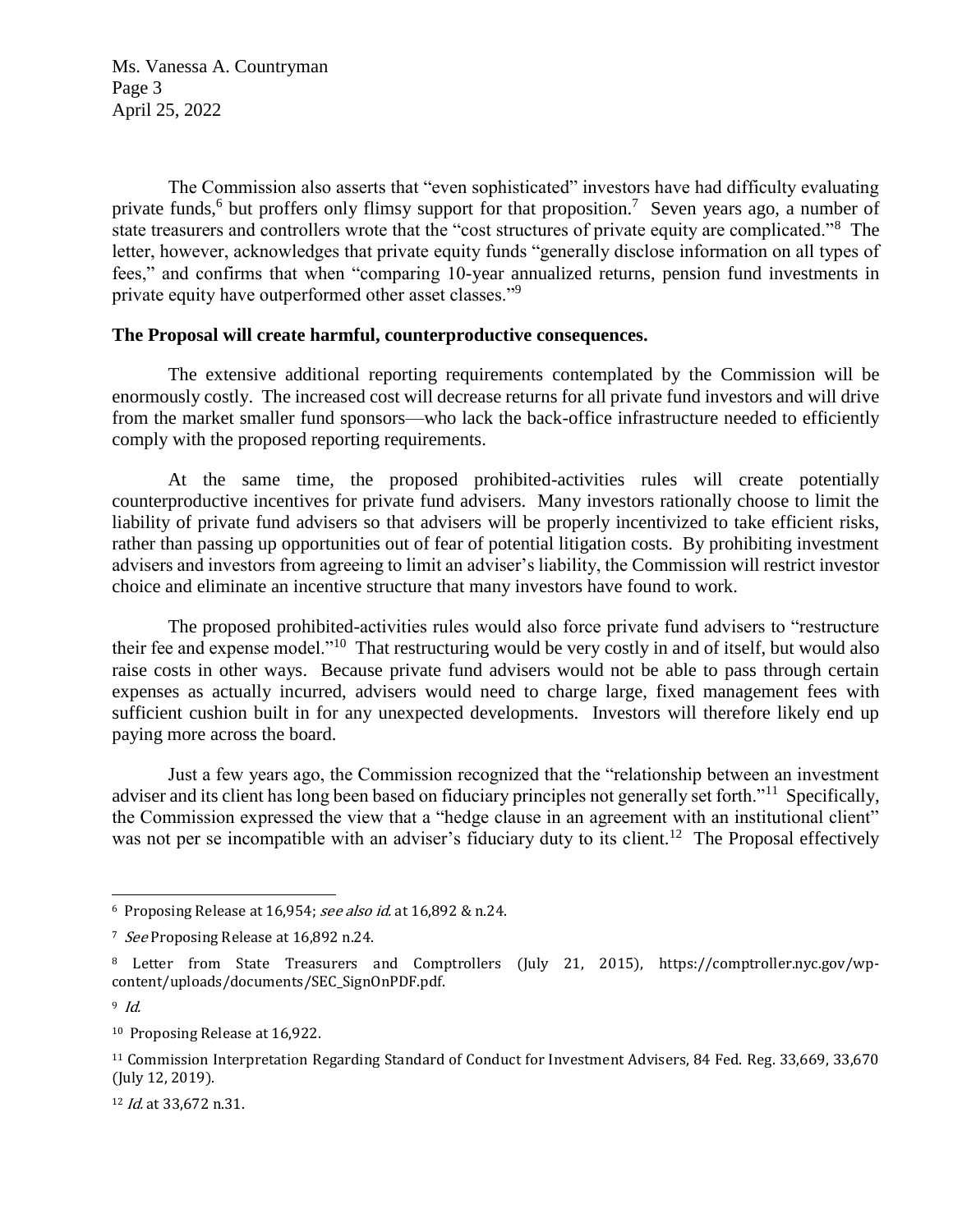The Commission also asserts that "even sophisticated" investors have had difficulty evaluating private funds,[6] but proffers only flimsy support for that proposition.[7] Seven years ago, a number of state treasurers and controllers wrote that the "cost structures of private equity are complicated."[8] The letter, however, acknowledges that private equity funds "generally disclose information on all types of fees," and confirms that when "comparing 10-year annualized returns, pension fund investments in private equity have outperformed other asset classes."[9]

**The Proposal will create harmful, counterproductive consequences.**

The extensive additional reporting requirements contemplated by the Commission will be enormously costly. The increased cost will decrease returns for all private fund investors and will drive from the market smaller fund sponsors—who lack the back-office infrastructure needed to efficiently comply with the proposed reporting requirements.

At the same time, the proposed prohibited-activities rules will create potentially counterproductive incentives for private fund advisers. Many investors rationally choose to limit the liability of private fund advisers so that advisers will be properly incentivized to take efficient risks, rather than passing up opportunities out of fear of potential litigation costs. By prohibiting investment advisers and investors from agreeing to limit an adviser's liability, the Commission will restrict investor choice and eliminate an incentive structure that many investors have found to work.

The proposed prohibited-activities rules would also force private fund advisers to "restructure their fee and expense model."[10] That restructuring would be very costly in and of itself, but would also raise costs in other ways. Because private fund advisers would not be able to pass through certain expenses as actually incurred, advisers would need to charge large, fixed management fees with sufficient cushion built in for any unexpected developments. Investors will therefore likely end up paying more across the board.

Just a few years ago, the Commission recognized that the "relationship between an investment adviser and its client has long been based on fiduciary principles not generally set forth."[11] Specifically, the Commission expressed the view that a "hedge clause in an agreement with an institutional client" was not per se incompatible with an adviser's fiduciary duty to its client.[12] The Proposal effectively

---

[6] Proposing Release at 16,954; *see also id.* at 16,892 & n.24.

[7] *See* Proposing Release at 16,892 n.24.

[8] Letter from State Treasurers and Comptrollers (July 21, 2015), https://comptroller.nyc.gov/wp-content/uploads/documents/SEC_SignOnPDF.pdf.

[9] *Id.*

[10] Proposing Release at 16,922.

[11] Commission Interpretation Regarding Standard of Conduct for Investment Advisers, 84 Fed. Reg. 33,669, 33,670 (July 12, 2019).

[12] *Id.* at 33,672 n.31.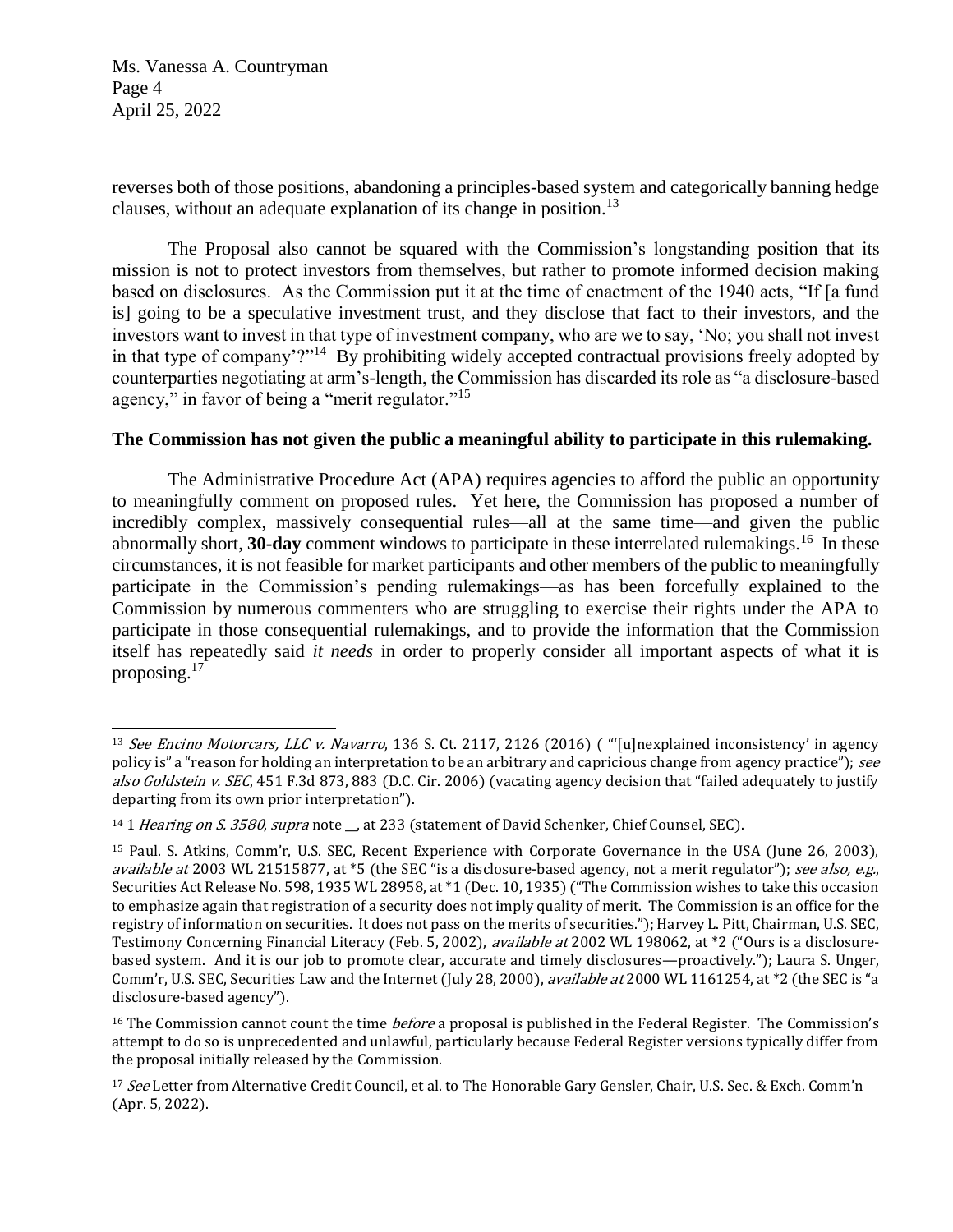reverses both of those positions, abandoning a principles-based system and categorically banning hedge clauses, without an adequate explanation of its change in position.[13]

The Proposal also cannot be squared with the Commission's longstanding position that its mission is not to protect investors from themselves, but rather to promote informed decision making based on disclosures. As the Commission put it at the time of enactment of the 1940 acts, "If [a fund is] going to be a speculative investment trust, and they disclose that fact to their investors, and the investors want to invest in that type of investment company, who are we to say, 'No; you shall not invest in that type of company'?"[14] By prohibiting widely accepted contractual provisions freely adopted by counterparties negotiating at arm's-length, the Commission has discarded its role as "a disclosure-based agency," in favor of being a "merit regulator."[15]

**The Commission has not given the public a meaningful ability to participate in this rulemaking.**

The Administrative Procedure Act (APA) requires agencies to afford the public an opportunity to meaningfully comment on proposed rules. Yet here, the Commission has proposed a number of incredibly complex, massively consequential rules—all at the same time—and given the public abnormally short, **30-day** comment windows to participate in these interrelated rulemakings.[16] In these circumstances, it is not feasible for market participants and other members of the public to meaningfully participate in the Commission's pending rulemakings—as has been forcefully explained to the Commission by numerous commenters who are struggling to exercise their rights under the APA to participate in those consequential rulemakings, and to provide the information that the Commission itself has repeatedly said *it needs* in order to properly consider all important aspects of what it is proposing.[17]

---

[13] *See Encino Motorcars, LLC v. Navarro*, 136 S. Ct. 2117, 2126 (2016) ( "'[u]nexplained inconsistency' in agency policy is" a "reason for holding an interpretation to be an arbitrary and capricious change from agency practice"); *see also Goldstein v. SEC*, 451 F.3d 873, 883 (D.C. Cir. 2006) (vacating agency decision that "failed adequately to justify departing from its own prior interpretation").

[14] 1 *Hearing on S. 3580*, *supra* note __, at 233 (statement of David Schenker, Chief Counsel, SEC).

[15] Paul. S. Atkins, Comm'r, U.S. SEC, Recent Experience with Corporate Governance in the USA (June 26, 2003), *available at* 2003 WL 21515877, at *5 (the SEC "is a disclosure-based agency, not a merit regulator"); *see also, e.g.*, Securities Act Release No. 598, 1935 WL 28958, at *1 (Dec. 10, 1935) ("The Commission wishes to take this occasion to emphasize again that registration of a security does not imply quality of merit. The Commission is an office for the registry of information on securities. It does not pass on the merits of securities."); Harvey L. Pitt, Chairman, U.S. SEC, Testimony Concerning Financial Literacy (Feb. 5, 2002), *available at* 2002 WL 198062, at *2 ("Ours is a disclosure-based system. And it is our job to promote clear, accurate and timely disclosures—proactively."); Laura S. Unger, Comm'r, U.S. SEC, Securities Law and the Internet (July 28, 2000), *available at* 2000 WL 1161254, at *2 (the SEC is "a disclosure-based agency").

[16] The Commission cannot count the time *before* a proposal is published in the Federal Register. The Commission's attempt to do so is unprecedented and unlawful, particularly because Federal Register versions typically differ from the proposal initially released by the Commission.

[17] *See* Letter from Alternative Credit Council, et al. to The Honorable Gary Gensler, Chair, U.S. Sec. & Exch. Comm'n (Apr. 5, 2022).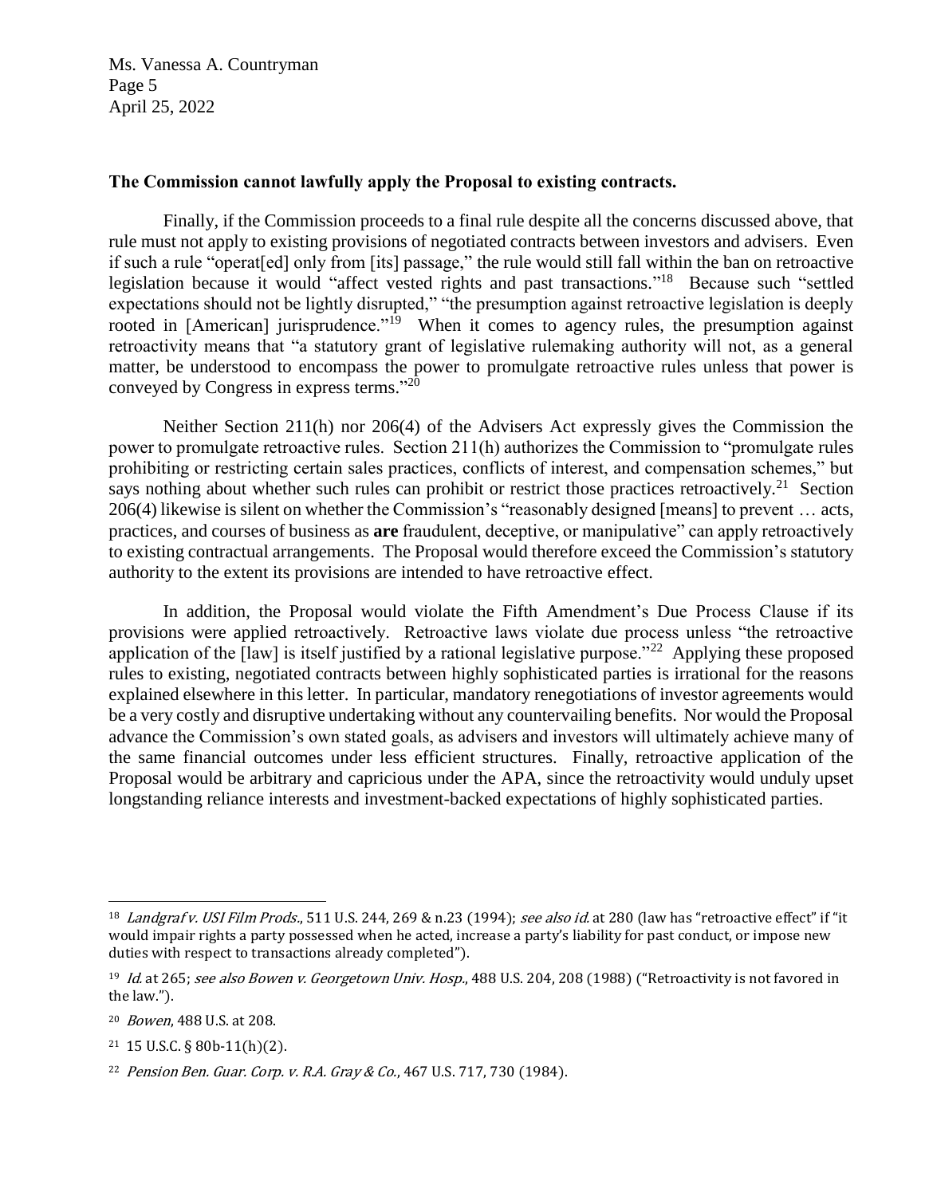**The Commission cannot lawfully apply the Proposal to existing contracts.**

Finally, if the Commission proceeds to a final rule despite all the concerns discussed above, that rule must not apply to existing provisions of negotiated contracts between investors and advisers. Even if such a rule "operat[ed] only from [its] passage," the rule would still fall within the ban on retroactive legislation because it would "affect vested rights and past transactions."[18] Because such "settled expectations should not be lightly disrupted," "the presumption against retroactive legislation is deeply rooted in [American] jurisprudence."[19] When it comes to agency rules, the presumption against retroactivity means that "a statutory grant of legislative rulemaking authority will not, as a general matter, be understood to encompass the power to promulgate retroactive rules unless that power is conveyed by Congress in express terms."[20]

Neither Section 211(h) nor 206(4) of the Advisers Act expressly gives the Commission the power to promulgate retroactive rules. Section 211(h) authorizes the Commission to "promulgate rules prohibiting or restricting certain sales practices, conflicts of interest, and compensation schemes," but says nothing about whether such rules can prohibit or restrict those practices retroactively.[21] Section 206(4) likewise is silent on whether the Commission's "reasonably designed [means] to prevent … acts, practices, and courses of business as **are** fraudulent, deceptive, or manipulative" can apply retroactively to existing contractual arrangements. The Proposal would therefore exceed the Commission's statutory authority to the extent its provisions are intended to have retroactive effect.

In addition, the Proposal would violate the Fifth Amendment's Due Process Clause if its provisions were applied retroactively. Retroactive laws violate due process unless "the retroactive application of the [law] is itself justified by a rational legislative purpose."[22] Applying these proposed rules to existing, negotiated contracts between highly sophisticated parties is irrational for the reasons explained elsewhere in this letter. In particular, mandatory renegotiations of investor agreements would be a very costly and disruptive undertaking without any countervailing benefits. Nor would the Proposal advance the Commission's own stated goals, as advisers and investors will ultimately achieve many of the same financial outcomes under less efficient structures. Finally, retroactive application of the Proposal would be arbitrary and capricious under the APA, since the retroactivity would unduly upset longstanding reliance interests and investment-backed expectations of highly sophisticated parties.

---

[18] *Landgraf v. USI Film Prods.*, 511 U.S. 244, 269 & n.23 (1994); *see also id.* at 280 (law has "retroactive effect" if "it would impair rights a party possessed when he acted, increase a party's liability for past conduct, or impose new duties with respect to transactions already completed").

[19] *Id.* at 265; *see also Bowen v. Georgetown Univ. Hosp.*, 488 U.S. 204, 208 (1988) ("Retroactivity is not favored in the law.").

[20] *Bowen*, 488 U.S. at 208.

[21] 15 U.S.C. § 80b-11(h)(2).

[22] *Pension Ben. Guar. Corp. v. R.A. Gray & Co.*, 467 U.S. 717, 730 (1984).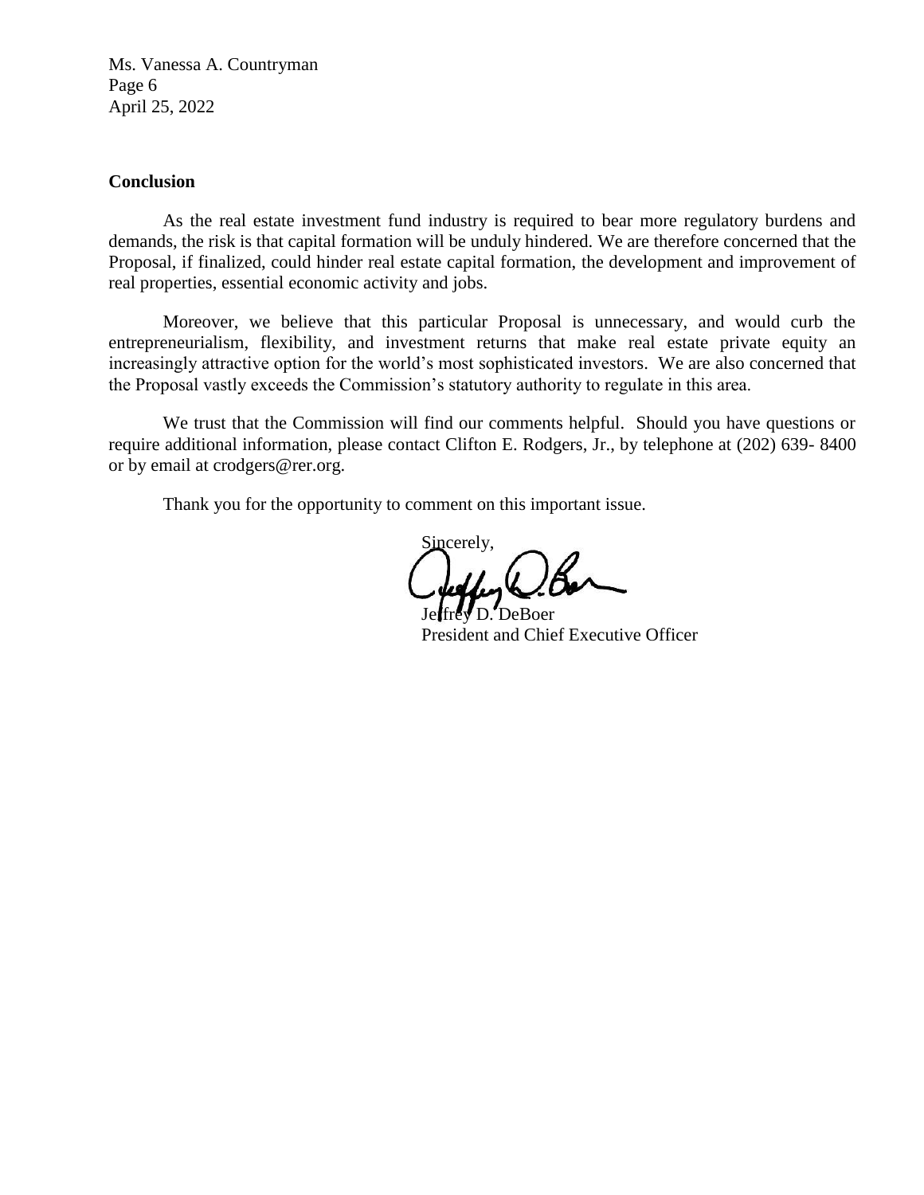## Conclusion

As the real estate investment fund industry is required to bear more regulatory burdens and demands, the risk is that capital formation will be unduly hindered. We are therefore concerned that the Proposal, if finalized, could hinder real estate capital formation, the development and improvement of real properties, essential economic activity and jobs.

Moreover, we believe that this particular Proposal is unnecessary, and would curb the entrepreneurialism, flexibility, and investment returns that make real estate private equity an increasingly attractive option for the world's most sophisticated investors. We are also concerned that the Proposal vastly exceeds the Commission's statutory authority to regulate in this area.

We trust that the Commission will find our comments helpful. Should you have questions or require additional information, please contact Clifton E. Rodgers, Jr., by telephone at (202) 639- 8400 or by email at crodgers@rer.org.

Thank you for the opportunity to comment on this important issue.

Sincerely,

Jeffrey D. DeBoer
President and Chief Executive Officer